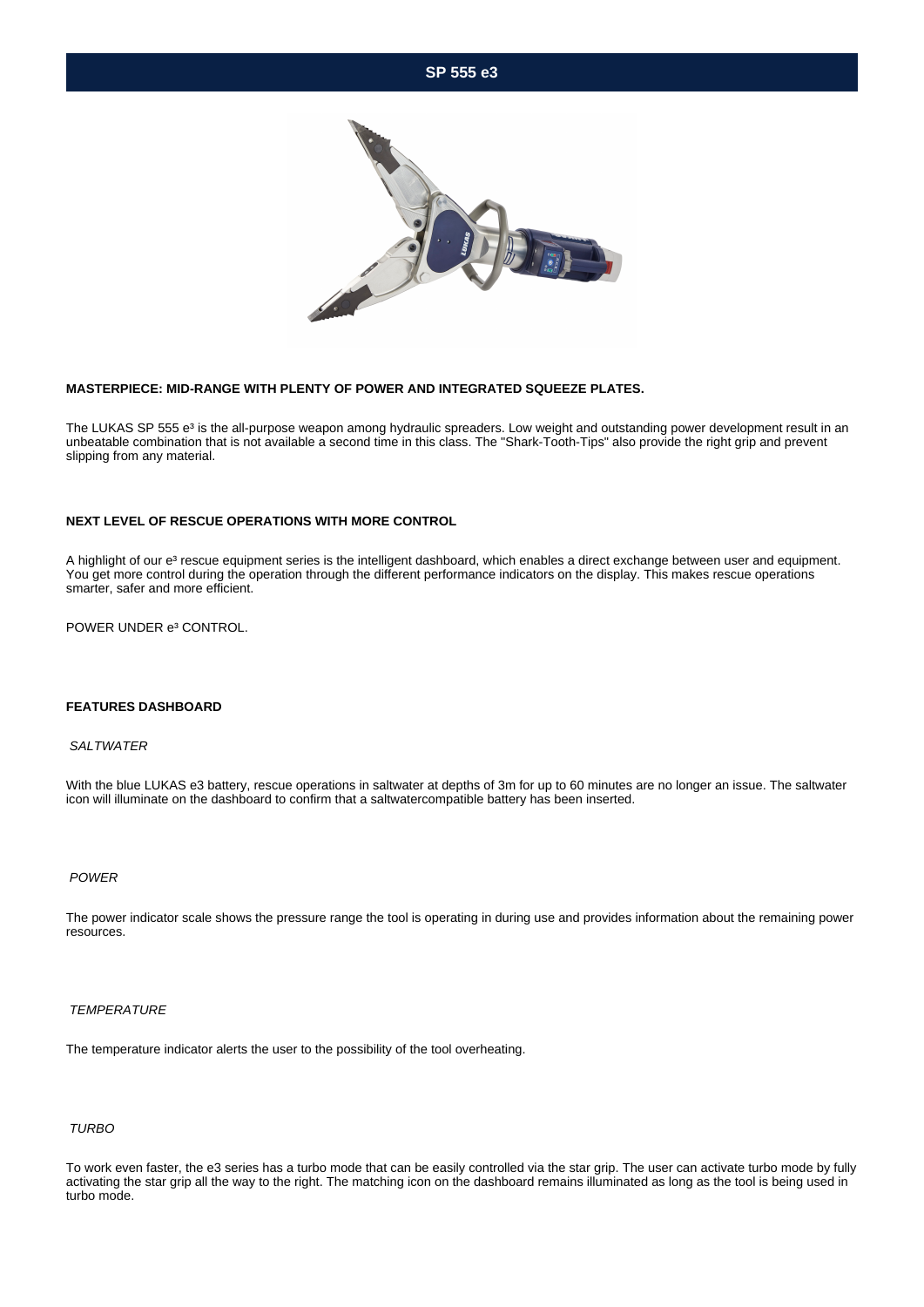# SP 555 e3

**MASTERPIECE: MID-RANGE WITH PLENTY OF POWER AND INTEGRATED SQUEEZE PLATES.**

The LUKAS SP 555 e³ is the all-purpose weapon among hydraulic spreaders. Low weight and outstanding power development result in an unbeatable combination that is not available a second time in this class. The "Shark-Tooth-Tips" also provide the right grip and prevent slipping from any material.

**NEXT LEVEL OF RESCUE OPERATIONS WITH MORE CONTROL**

A highlight of our e³ rescue equipment series is the intelligent dashboard, which enables a direct exchange between user and equipment. You get more control during the operation through the different performance indicators on the display. This makes rescue operations smarter, safer and more efficient.

POWER UNDER e³ CONTROL.

**FEATURES DASHBOARD**

*SALTWATER*

With the blue LUKAS e3 battery, rescue operations in saltwater at depths of 3m for up to 60 minutes are no longer an issue. The saltwater icon will illuminate on the dashboard to confirm that a saltwatercompatible battery has been inserted.

*POWER*

The power indicator scale shows the pressure range the tool is operating in during use and provides information about the remaining power resources.

*TEMPERATURE*

The temperature indicator alerts the user to the possibility of the tool overheating.

*TURBO*

To work even faster, the e3 series has a turbo mode that can be easily controlled via the star grip. The user can activate turbo mode by fully activating the star grip all the way to the right. The matching icon on the dashboard remains illuminated as long as the tool is being used in turbo mode.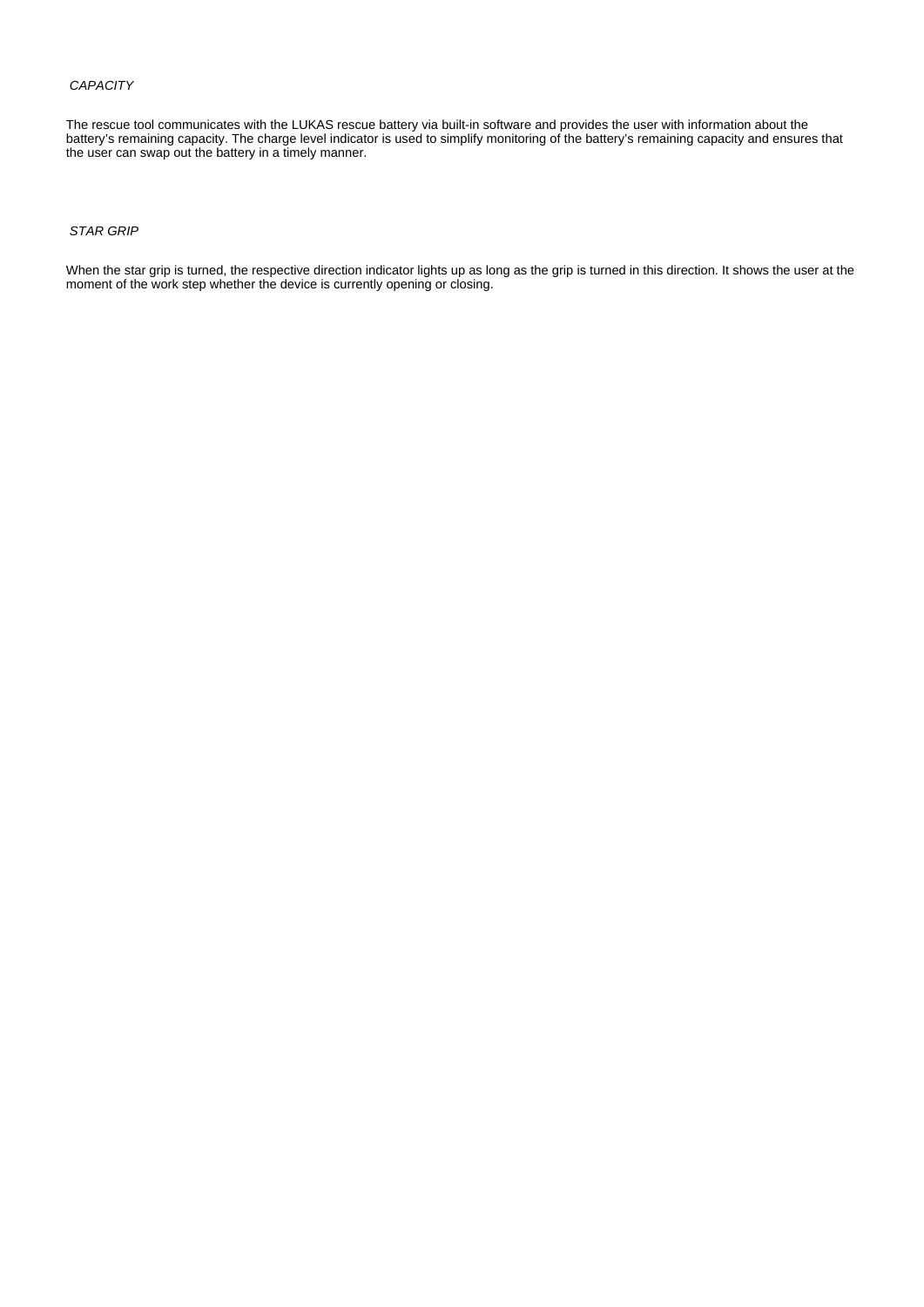*CAPACITY*

The rescue tool communicates with the LUKAS rescue battery via built-in software and provides the user with information about the battery’s remaining capacity. The charge level indicator is used to simplify monitoring of the battery’s remaining capacity and ensures that the user can swap out the battery in a timely manner.

*STAR GRIP*

When the star grip is turned, the respective direction indicator lights up as long as the grip is turned in this direction. It shows the user at the moment of the work step whether the device is currently opening or closing.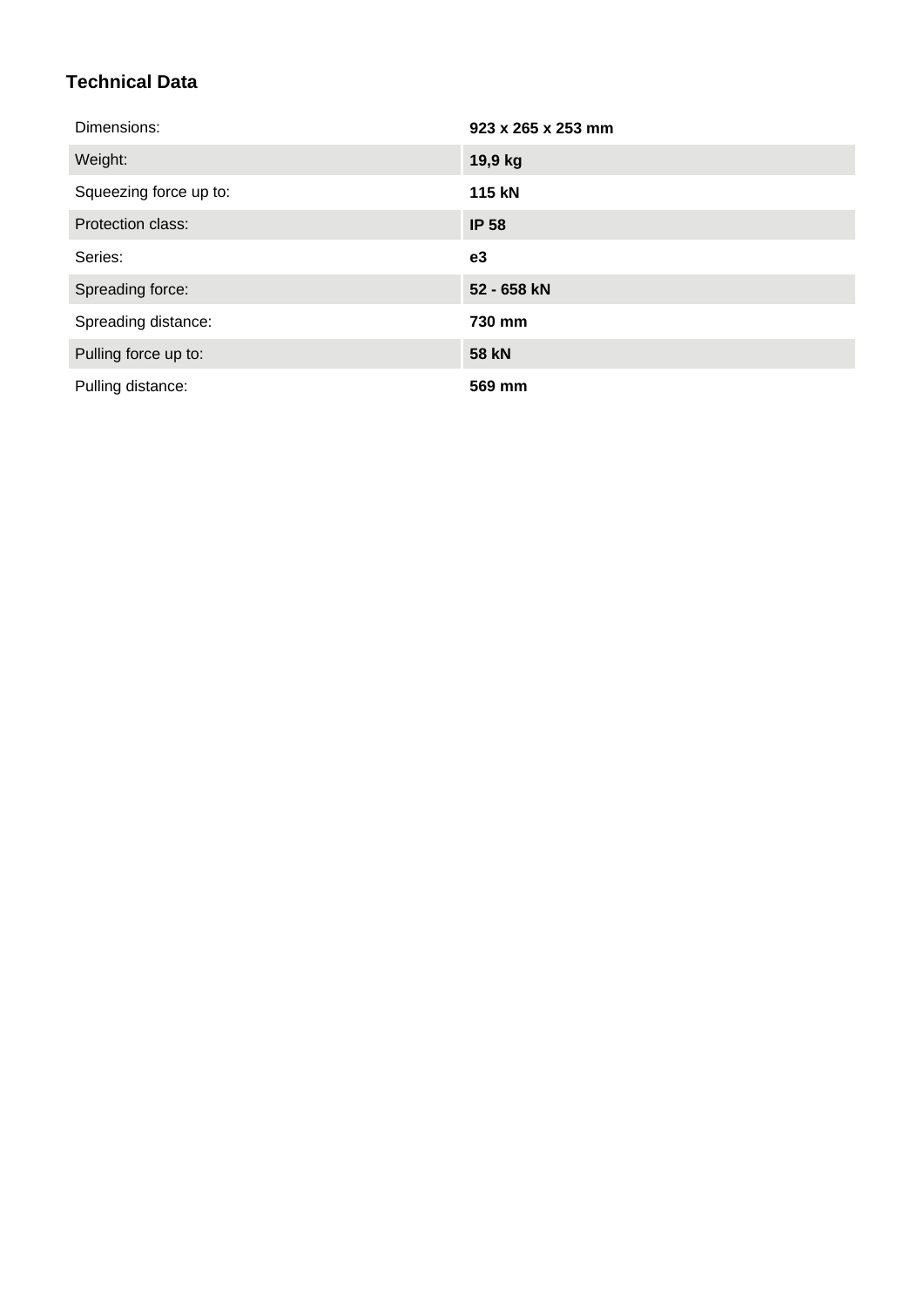## Technical Data

| | |
|---|---|
| Dimensions: | **923 x 265 x 253 mm** |
| Weight: | **19,9 kg** |
| Squeezing force up to: | **115 kN** |
| Protection class: | **IP 58** |
| Series: | **e3** |
| Spreading force: | **52 - 658 kN** |
| Spreading distance: | **730 mm** |
| Pulling force up to: | **58 kN** |
| Pulling distance: | **569 mm** |